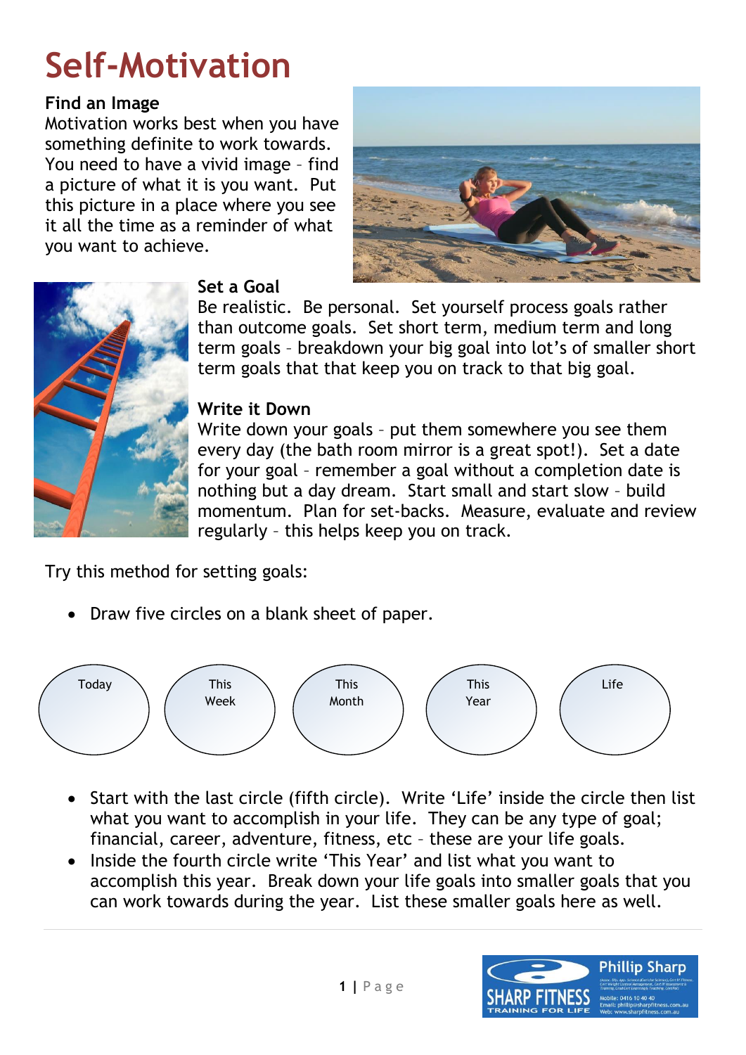# Self-Motivation

**Find an Image**

Motivation works best when you have something definite to work towards. You need to have a vivid image – find a picture of what it is you want. Put this picture in a place where you see it all the time as a reminder of what you want to achieve.

**Set a Goal**

Be realistic. Be personal. Set yourself process goals rather than outcome goals. Set short term, medium term and long term goals – breakdown your big goal into lot's of smaller short term goals that that keep you on track to that big goal.

**Write it Down**

Write down your goals – put them somewhere you see them every day (the bath room mirror is a great spot!). Set a date for your goal – remember a goal without a completion date is nothing but a day dream. Start small and start slow – build momentum. Plan for set-backs. Measure, evaluate and review regularly – this helps keep you on track.

Try this method for setting goals:

- Draw five circles on a blank sheet of paper.

Today | This Week | This Month | This Year | Life

- Start with the last circle (fifth circle). Write 'Life' inside the circle then list what you want to accomplish in your life. They can be any type of goal; financial, career, adventure, fitness, etc – these are your life goals.
- Inside the fourth circle write 'This Year' and list what you want to accomplish this year. Break down your life goals into smaller goals that you can work towards during the year. List these smaller goals here as well.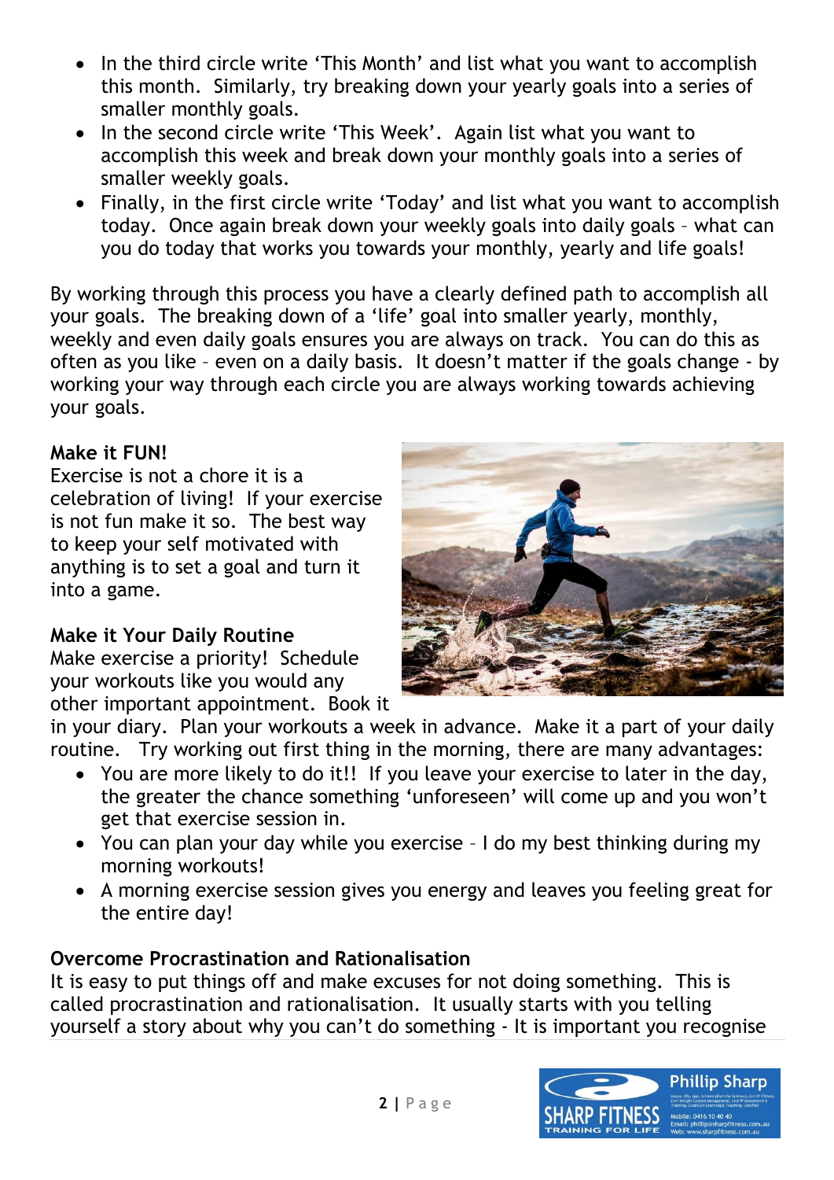- In the third circle write ‘This Month’ and list what you want to accomplish this month. Similarly, try breaking down your yearly goals into a series of smaller monthly goals.
- In the second circle write ‘This Week’. Again list what you want to accomplish this week and break down your monthly goals into a series of smaller weekly goals.
- Finally, in the first circle write ‘Today’ and list what you want to accomplish today. Once again break down your weekly goals into daily goals – what can you do today that works you towards your monthly, yearly and life goals!

By working through this process you have a clearly defined path to accomplish all your goals. The breaking down of a ‘life’ goal into smaller yearly, monthly, weekly and even daily goals ensures you are always on track. You can do this as often as you like – even on a daily basis. It doesn’t matter if the goals change - by working your way through each circle you are always working towards achieving your goals.

**Make it FUN!**

Exercise is not a chore it is a celebration of living! If your exercise is not fun make it so. The best way to keep your self motivated with anything is to set a goal and turn it into a game.

**Make it Your Daily Routine**

Make exercise a priority! Schedule your workouts like you would any other important appointment. Book it in your diary. Plan your workouts a week in advance. Make it a part of your daily routine. Try working out first thing in the morning, there are many advantages:

- You are more likely to do it!! If you leave your exercise to later in the day, the greater the chance something ‘unforeseen’ will come up and you won’t get that exercise session in.
- You can plan your day while you exercise – I do my best thinking during my morning workouts!
- A morning exercise session gives you energy and leaves you feeling great for the entire day!

**Overcome Procrastination and Rationalisation**

It is easy to put things off and make excuses for not doing something. This is called procrastination and rationalisation. It usually starts with you telling yourself a story about why you can’t do something - It is important you recognise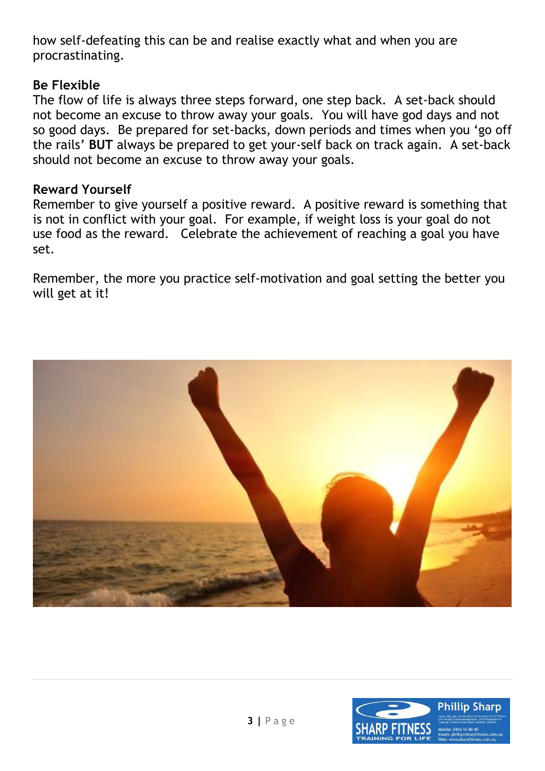how self-defeating this can be and realise exactly what and when you are procrastinating.

**Be Flexible**

The flow of life is always three steps forward, one step back. A set-back should not become an excuse to throw away your goals. You will have god days and not so good days. Be prepared for set-backs, down periods and times when you 'go off the rails' **BUT** always be prepared to get your-self back on track again. A set-back should not become an excuse to throw away your goals.

**Reward Yourself**

Remember to give yourself a positive reward. A positive reward is something that is not in conflict with your goal. For example, if weight loss is your goal do not use food as the reward. Celebrate the achievement of reaching a goal you have set.

Remember, the more you practice self-motivation and goal setting the better you will get at it!